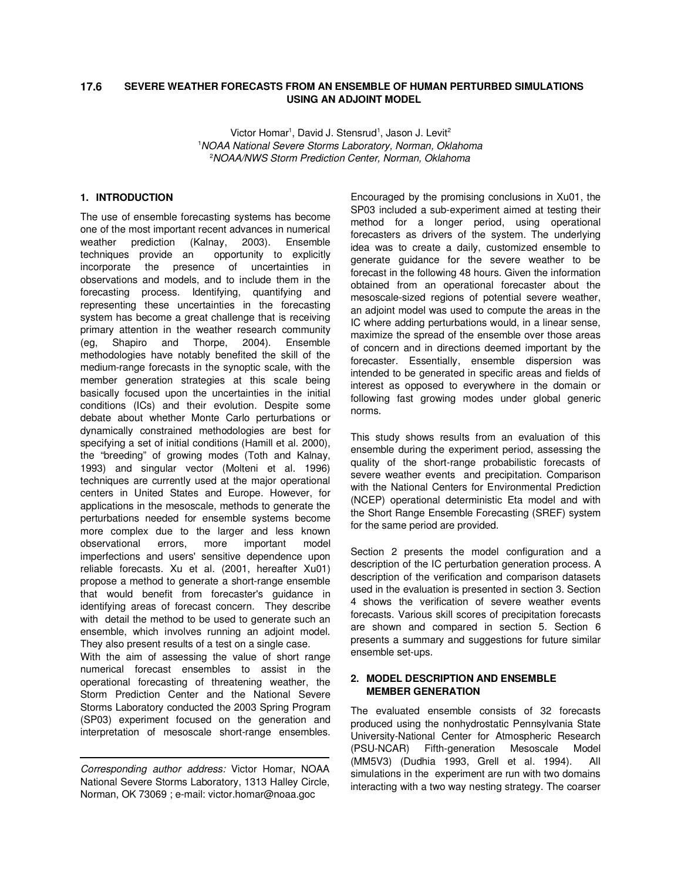# 17.6 SEVERE WEATHER FORECASTS FROM AN ENSEMBLE OF HUMAN PERTURBED SIMULATIONS USING AN ADJOINT MODEL

Victor Homar[1], David J. Stensrud[1], Jason J. Levit[2]

[1]*NOAA National Severe Storms Laboratory, Norman, Oklahoma*

[2]*NOAA/NWS Storm Prediction Center, Norman, Oklahoma*

## 1. INTRODUCTION

The use of ensemble forecasting systems has become one of the most important recent advances in numerical weather prediction (Kalnay, 2003). Ensemble techniques provide an opportunity to explicitly incorporate the presence of uncertainties in observations and models, and to include them in the forecasting process. Identifying, quantifying and representing these uncertainties in the forecasting system has become a great challenge that is receiving primary attention in the weather research community (eg, Shapiro and Thorpe, 2004). Ensemble methodologies have notably benefited the skill of the medium-range forecasts in the synoptic scale, with the member generation strategies at this scale being basically focused upon the uncertainties in the initial conditions (ICs) and their evolution. Despite some debate about whether Monte Carlo perturbations or dynamically constrained methodologies are best for specifying a set of initial conditions (Hamill et al. 2000), the "breeding" of growing modes (Toth and Kalnay, 1993) and singular vector (Molteni et al. 1996) techniques are currently used at the major operational centers in United States and Europe. However, for applications in the mesoscale, methods to generate the perturbations needed for ensemble systems become more complex due to the larger and less known observational errors, more important model imperfections and users' sensitive dependence upon reliable forecasts. Xu et al. (2001, hereafter Xu01) propose a method to generate a short-range ensemble that would benefit from forecaster's guidance in identifying areas of forecast concern. They describe with detail the method to be used to generate such an ensemble, which involves running an adjoint model. They also present results of a test on a single case.

With the aim of assessing the value of short range numerical forecast ensembles to assist in the operational forecasting of threatening weather, the Storm Prediction Center and the National Severe Storms Laboratory conducted the 2003 Spring Program (SP03) experiment focused on the generation and interpretation of mesoscale short-range ensembles.

Encouraged by the promising conclusions in Xu01, the SP03 included a sub-experiment aimed at testing their method for a longer period, using operational forecasters as drivers of the system. The underlying idea was to create a daily, customized ensemble to generate guidance for the severe weather to be forecast in the following 48 hours. Given the information obtained from an operational forecaster about the mesoscale-sized regions of potential severe weather, an adjoint model was used to compute the areas in the IC where adding perturbations would, in a linear sense, maximize the spread of the ensemble over those areas of concern and in directions deemed important by the forecaster. Essentially, ensemble dispersion was intended to be generated in specific areas and fields of interest as opposed to everywhere in the domain or following fast growing modes under global generic norms.

This study shows results from an evaluation of this ensemble during the experiment period, assessing the quality of the short-range probabilistic forecasts of severe weather events and precipitation. Comparison with the National Centers for Environmental Prediction (NCEP) operational deterministic Eta model and with the Short Range Ensemble Forecasting (SREF) system for the same period are provided.

Section 2 presents the model configuration and a description of the IC perturbation generation process. A description of the verification and comparison datasets used in the evaluation is presented in section 3. Section 4 shows the verification of severe weather events forecasts. Various skill scores of precipitation forecasts are shown and compared in section 5. Section 6 presents a summary and suggestions for future similar ensemble set-ups.

## 2. MODEL DESCRIPTION AND ENSEMBLE MEMBER GENERATION

The evaluated ensemble consists of 32 forecasts produced using the nonhydrostatic Pennsylvania State University-National Center for Atmospheric Research (PSU-NCAR) Fifth-generation Mesoscale Model (MM5V3) (Dudhia 1993, Grell et al. 1994). All simulations in the experiment are run with two domains interacting with a two way nesting strategy. The coarser

---

*Corresponding author address:* Victor Homar, NOAA National Severe Storms Laboratory, 1313 Halley Circle, Norman, OK 73069 ; e-mail: victor.homar@noaa.goc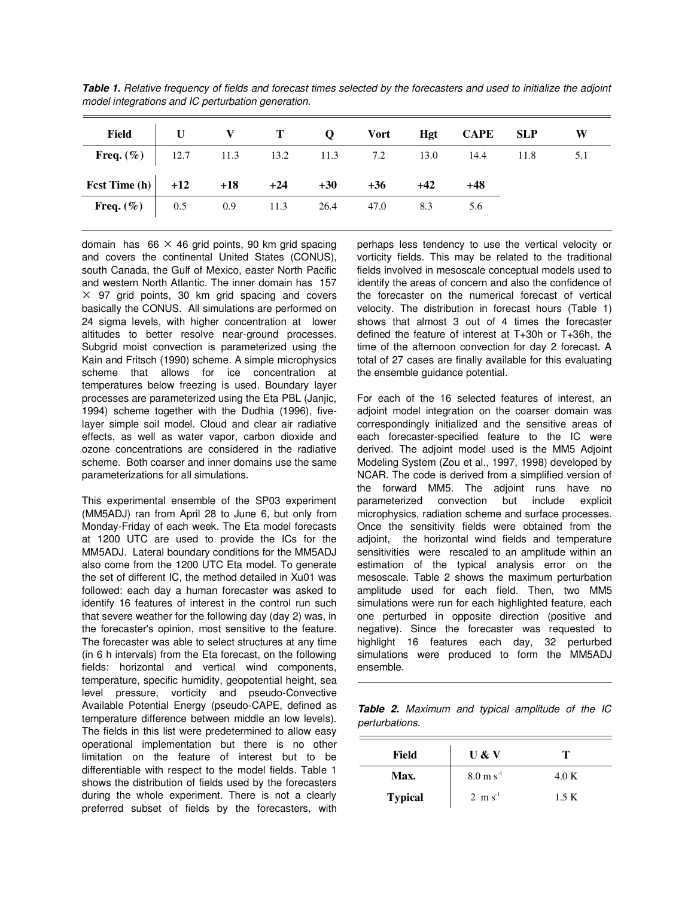***Table 1.*** *Relative frequency of fields and forecast times selected by the forecasters and used to initialize the adjoint model integrations and IC perturbation generation.*

| **Field** | **U** | **V** | **T** | **Q** | **Vort** | **Hgt** | **CAPE** | **SLP** | **W** |
|---|---|---|---|---|---|---|---|---|---|
| **Freq. (%)** | 12.7 | 11.3 | 13.2 | 11.3 | 7.2 | 13.0 | 14.4 | 11.8 | 5.1 |
| **Fcst Time (h)** | **+12** | **+18** | **+24** | **+30** | **+36** | **+42** | **+48** | | |
| **Freq. (%)** | 0.5 | 0.9 | 11.3 | 26.4 | 47.0 | 8.3 | 5.6 | | |

domain has 66 $\times$ 46 grid points, 90 km grid spacing and covers the continental United States (CONUS), south Canada, the Gulf of Mexico, easter North Pacific and western North Atlantic. The inner domain has 157 $\times$ 97 grid points, 30 km grid spacing and covers basically the CONUS. All simulations are performed on 24 sigma levels, with higher concentration at lower altitudes to better resolve near-ground processes. Subgrid moist convection is parameterized using the Kain and Fritsch (1990) scheme. A simple microphysics scheme that allows for ice concentration at temperatures below freezing is used. Boundary layer processes are parameterized using the Eta PBL (Janjic, 1994) scheme together with the Dudhia (1996), five-layer simple soil model. Cloud and clear air radiative effects, as well as water vapor, carbon dioxide and ozone concentrations are considered in the radiative scheme. Both coarser and inner domains use the same parameterizations for all simulations.

This experimental ensemble of the SP03 experiment (MM5ADJ) ran from April 28 to June 6, but only from Monday-Friday of each week. The Eta model forecasts at 1200 UTC are used to provide the ICs for the MM5ADJ. Lateral boundary conditions for the MM5ADJ also come from the 1200 UTC Eta model. To generate the set of different IC, the method detailed in Xu01 was followed: each day a human forecaster was asked to identify 16 features of interest in the control run such that severe weather for the following day (day 2) was, in the forecaster's opinion, most sensitive to the feature. The forecaster was able to select structures at any time (in 6 h intervals) from the Eta forecast, on the following fields: horizontal and vertical wind components, temperature, specific humidity, geopotential height, sea level pressure, vorticity and pseudo-Convective Available Potential Energy (pseudo-CAPE, defined as temperature difference between middle an low levels). The fields in this list were predetermined to allow easy operational implementation but there is no other limitation on the feature of interest but to be differentiable with respect to the model fields. Table 1 shows the distribution of fields used by the forecasters during the whole experiment. There is not a clearly preferred subset of fields by the forecasters, with perhaps less tendency to use the vertical velocity or vorticity fields. This may be related to the traditional fields involved in mesoscale conceptual models used to identify the areas of concern and also the confidence of the forecaster on the numerical forecast of vertical velocity. The distribution in forecast hours (Table 1) shows that almost 3 out of 4 times the forecaster defined the feature of interest at T+30h or T+36h, the time of the afternoon convection for day 2 forecast. A total of 27 cases are finally available for this evaluating the ensemble guidance potential.

For each of the 16 selected features of interest, an adjoint model integration on the coarser domain was correspondingly initialized and the sensitive areas of each forecaster-specified feature to the IC were derived. The adjoint model used is the MM5 Adjoint Modeling System (Zou et al., 1997, 1998) developed by NCAR. The code is derived from a simplified version of the forward MM5. The adjoint runs have no parameterized convection but include explicit microphysics, radiation scheme and surface processes. Once the sensitivity fields were obtained from the adjoint, the horizontal wind fields and temperature sensitivities were rescaled to an amplitude within an estimation of the typical analysis error on the mesoscale. Table 2 shows the maximum perturbation amplitude used for each field. Then, two MM5 simulations were run for each highlighted feature, each one perturbed in opposite direction (positive and negative). Since the forecaster was requested to highlight 16 features each day, 32 perturbed simulations were produced to form the MM5ADJ ensemble.

***Table 2.*** *Maximum and typical amplitude of the IC perturbations.*

| **Field** | **U & V** | **T** |
|---|---|---|
| **Max.** | 8.0 m $s^{-1}$ | 4.0 K |
| **Typical** | 2 m $s^{-1}$ | 1.5 K |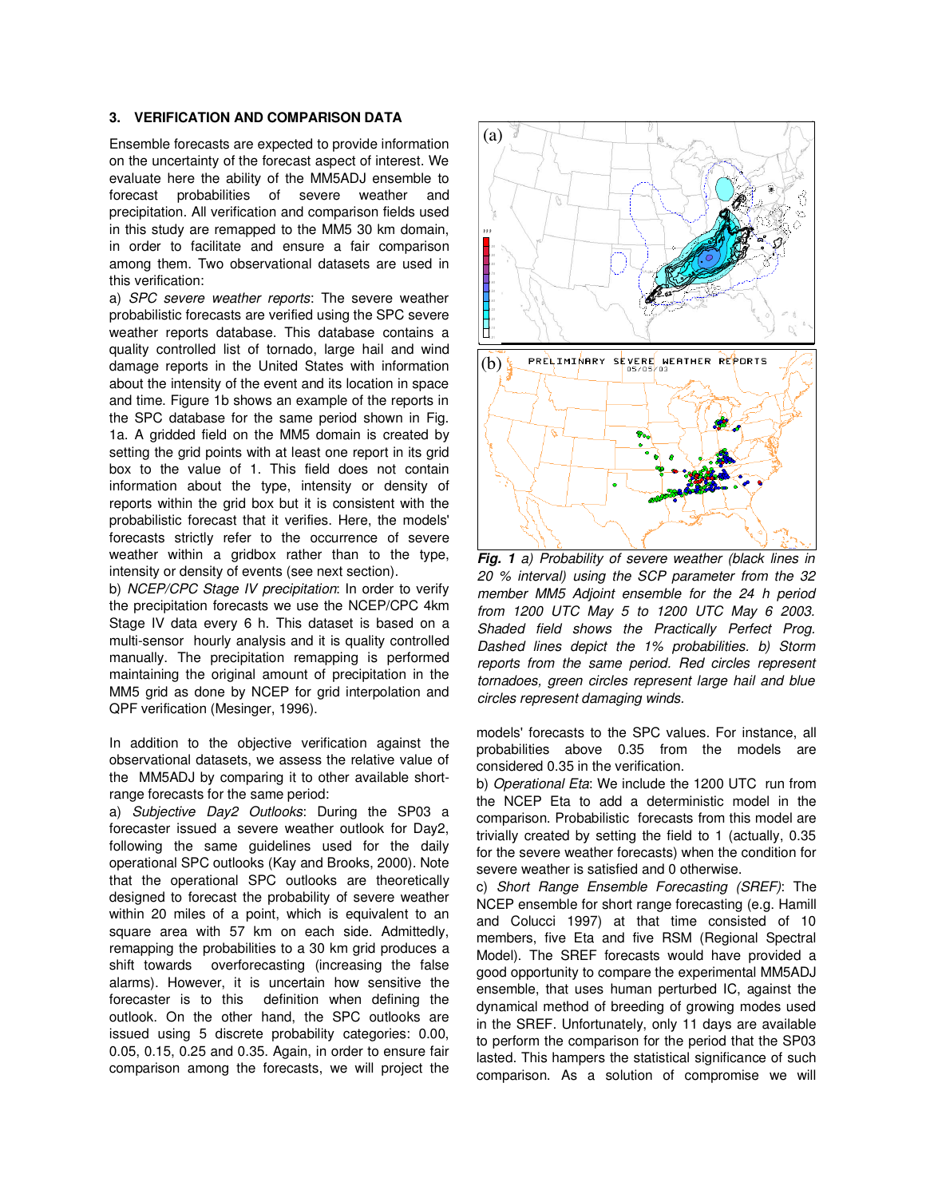### 3. VERIFICATION AND COMPARISON DATA

Ensemble forecasts are expected to provide information on the uncertainty of the forecast aspect of interest. We evaluate here the ability of the MM5ADJ ensemble to forecast probabilities of severe weather and precipitation. All verification and comparison fields used in this study are remapped to the MM5 30 km domain, in order to facilitate and ensure a fair comparison among them. Two observational datasets are used in this verification:

a) *SPC severe weather reports*: The severe weather probabilistic forecasts are verified using the SPC severe weather reports database. This database contains a quality controlled list of tornado, large hail and wind damage reports in the United States with information about the intensity of the event and its location in space and time. Figure 1b shows an example of the reports in the SPC database for the same period shown in Fig. 1a. A gridded field on the MM5 domain is created by setting the grid points with at least one report in its grid box to the value of 1. This field does not contain information about the type, intensity or density of reports within the grid box but it is consistent with the probabilistic forecast that it verifies. Here, the models' forecasts strictly refer to the occurrence of severe weather within a gridbox rather than to the type, intensity or density of events (see next section).

b) *NCEP/CPC Stage IV precipitation*: In order to verify the precipitation forecasts we use the NCEP/CPC 4km Stage IV data every 6 h. This dataset is based on a multi-sensor hourly analysis and it is quality controlled manually. The precipitation remapping is performed maintaining the original amount of precipitation in the MM5 grid as done by NCEP for grid interpolation and QPF verification (Mesinger, 1996).

In addition to the objective verification against the observational datasets, we assess the relative value of the MM5ADJ by comparing it to other available short-range forecasts for the same period:

a) *Subjective Day2 Outlooks*: During the SP03 a forecaster issued a severe weather outlook for Day2, following the same guidelines used for the daily operational SPC outlooks (Kay and Brooks, 2000). Note that the operational SPC outlooks are theoretically designed to forecast the probability of severe weather within 20 miles of a point, which is equivalent to an square area with 57 km on each side. Admittedly, remapping the probabilities to a 30 km grid produces a shift towards overforecasting (increasing the false alarms). However, it is uncertain how sensitive the forecaster is to this definition when defining the outlook. On the other hand, the SPC outlooks are issued using 5 discrete probability categories: 0.00, 0.05, 0.15, 0.25 and 0.35. Again, in order to ensure fair comparison among the forecasts, we will project the models' forecasts to the SPC values. For instance, all probabilities above 0.35 from the models are considered 0.35 in the verification.

b) *Operational Eta*: We include the 1200 UTC run from the NCEP Eta to add a deterministic model in the comparison. Probabilistic forecasts from this model are trivially created by setting the field to 1 (actually, 0.35 for the severe weather forecasts) when the condition for severe weather is satisfied and 0 otherwise.

c) *Short Range Ensemble Forecasting (SREF)*: The NCEP ensemble for short range forecasting (e.g. Hamill and Colucci 1997) at that time consisted of 10 members, five Eta and five RSM (Regional Spectral Model). The SREF forecasts would have provided a good opportunity to compare the experimental MM5ADJ ensemble, that uses human perturbed IC, against the dynamical method of breeding of growing modes used in the SREF. Unfortunately, only 11 days are available to perform the comparison for the period that the SP03 lasted. This hampers the statistical significance of such comparison. As a solution of compromise we will

***Fig. 1*** *a) Probability of severe weather (black lines in 20 % interval) using the SCP parameter from the 32 member MM5 Adjoint ensemble for the 24 h period from 1200 UTC May 5 to 1200 UTC May 6 2003. Shaded field shows the Practically Perfect Prog. Dashed lines depict the 1% probabilities. b) Storm reports from the same period. Red circles represent tornadoes, green circles represent large hail and blue circles represent damaging winds.*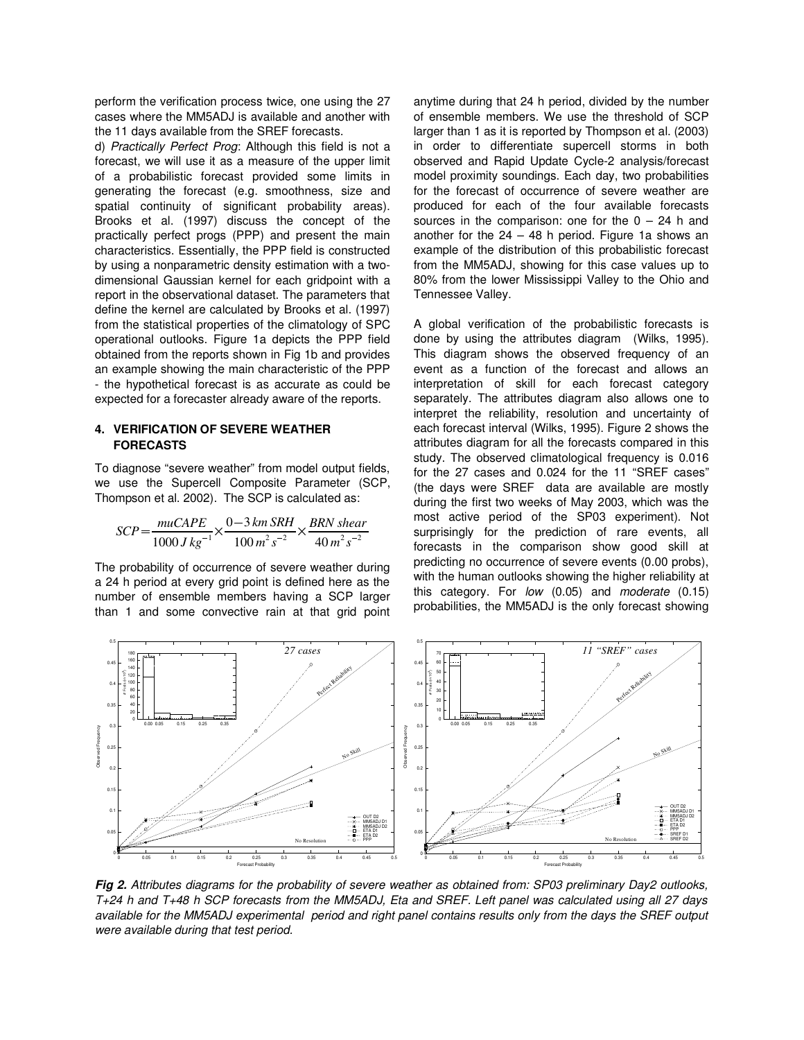perform the verification process twice, one using the 27 cases where the MM5ADJ is available and another with the 11 days available from the SREF forecasts.

d) *Practically Perfect Prog*: Although this field is not a forecast, we will use it as a measure of the upper limit of a probabilistic forecast provided some limits in generating the forecast (e.g. smoothness, size and spatial continuity of significant probability areas). Brooks et al. (1997) discuss the concept of the practically perfect progs (PPP) and present the main characteristics. Essentially, the PPP field is constructed by using a nonparametric density estimation with a two-dimensional Gaussian kernel for each gridpoint with a report in the observational dataset. The parameters that define the kernel are calculated by Brooks et al. (1997) from the statistical properties of the climatology of SPC operational outlooks. Figure 1a depicts the PPP field obtained from the reports shown in Fig 1b and provides an example showing the main characteristic of the PPP - the hypothetical forecast is as accurate as could be expected for a forecaster already aware of the reports.

## 4. VERIFICATION OF SEVERE WEATHER FORECASTS

To diagnose "severe weather" from model output fields, we use the Supercell Composite Parameter (SCP, Thompson et al. 2002). The SCP is calculated as:

$$SCP = \frac{muCAPE}{1000\,J\,kg^{-1}} \times \frac{0\!-\!3\,km\,SRH}{100\,m^2\,s^{-2}} \times \frac{BRN\ shear}{40\,m^2\,s^{-2}}$$

The probability of occurrence of severe weather during a 24 h period at every grid point is defined here as the number of ensemble members having a SCP larger than 1 and some convective rain at that grid point anytime during that 24 h period, divided by the number of ensemble members. We use the threshold of SCP larger than 1 as it is reported by Thompson et al. (2003) in order to differentiate supercell storms in both observed and Rapid Update Cycle-2 analysis/forecast model proximity soundings. Each day, two probabilities for the forecast of occurrence of severe weather are produced for each of the four available forecasts sources in the comparison: one for the 0 – 24 h and another for the 24 – 48 h period. Figure 1a shows an example of the distribution of this probabilistic forecast from the MM5ADJ, showing for this case values up to 80% from the lower Mississippi Valley to the Ohio and Tennessee Valley.

A global verification of the probabilistic forecasts is done by using the attributes diagram (Wilks, 1995). This diagram shows the observed frequency of an event as a function of the forecast and allows an interpretation of skill for each forecast category separately. The attributes diagram also allows one to interpret the reliability, resolution and uncertainty of each forecast interval (Wilks, 1995). Figure 2 shows the attributes diagram for all the forecasts compared in this study. The observed climatological frequency is 0.016 for the 27 cases and 0.024 for the 11 "SREF cases" (the days were SREF data are available are mostly during the first two weeks of May 2003, which was the most active period of the SP03 experiment). Not surprisingly for the prediction of rare events, all forecasts in the comparison show good skill at predicting no occurrence of severe events (0.00 probs), with the human outlooks showing the higher reliability at this category. For *low* (0.05) and *moderate* (0.15) probabilities, the MM5ADJ is the only forecast showing

***Fig 2.*** *Attributes diagrams for the probability of severe weather as obtained from: SP03 preliminary Day2 outlooks, T+24 h and T+48 h SCP forecasts from the MM5ADJ, Eta and SREF. Left panel was calculated using all 27 days available for the MM5ADJ experimental period and right panel contains results only from the days the SREF output were available during that test period.*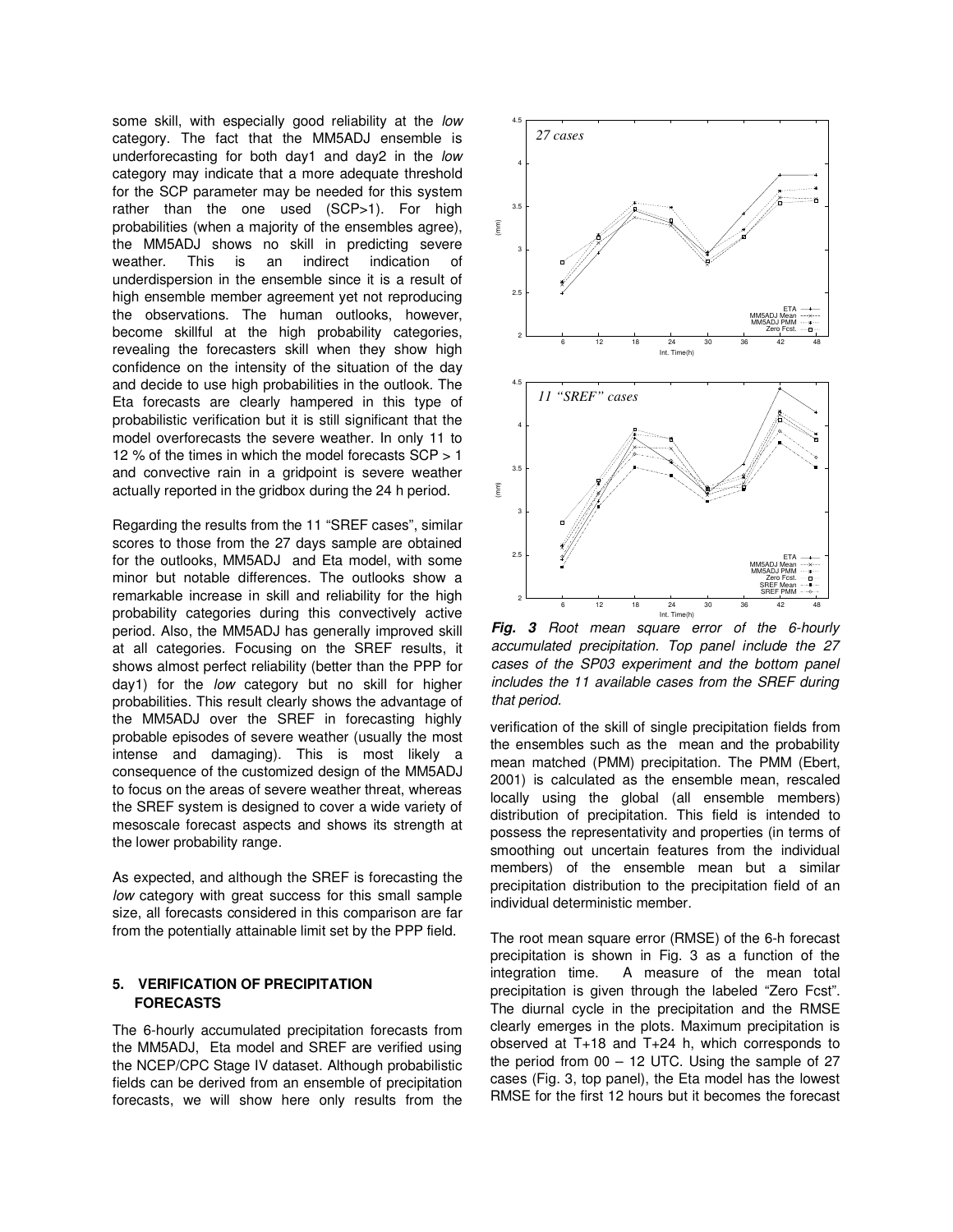some skill, with especially good reliability at the *low* category. The fact that the MM5ADJ ensemble is underforecasting for both day1 and day2 in the *low* category may indicate that a more adequate threshold for the SCP parameter may be needed for this system rather than the one used (SCP>1). For high probabilities (when a majority of the ensembles agree), the MM5ADJ shows no skill in predicting severe weather. This is an indirect indication of underdispersion in the ensemble since it is a result of high ensemble member agreement yet not reproducing the observations. The human outlooks, however, become skillful at the high probability categories, revealing the forecasters skill when they show high confidence on the intensity of the situation of the day and decide to use high probabilities in the outlook. The Eta forecasts are clearly hampered in this type of probabilistic verification but it is still significant that the model overforecasts the severe weather. In only 11 to 12 % of the times in which the model forecasts SCP > 1 and convective rain in a gridpoint is severe weather actually reported in the gridbox during the 24 h period.

Regarding the results from the 11 "SREF cases", similar scores to those from the 27 days sample are obtained for the outlooks, MM5ADJ and Eta model, with some minor but notable differences. The outlooks show a remarkable increase in skill and reliability for the high probability categories during this convectively active period. Also, the MM5ADJ has generally improved skill at all categories. Focusing on the SREF results, it shows almost perfect reliability (better than the PPP for day1) for the *low* category but no skill for higher probabilities. This result clearly shows the advantage of the MM5ADJ over the SREF in forecasting highly probable episodes of severe weather (usually the most intense and damaging). This is most likely a consequence of the customized design of the MM5ADJ to focus on the areas of severe weather threat, whereas the SREF system is designed to cover a wide variety of mesoscale forecast aspects and shows its strength at the lower probability range.

As expected, and although the SREF is forecasting the *low* category with great success for this small sample size, all forecasts considered in this comparison are far from the potentially attainable limit set by the PPP field.

## 5. VERIFICATION OF PRECIPITATION FORECASTS

The 6-hourly accumulated precipitation forecasts from the MM5ADJ, Eta model and SREF are verified using the NCEP/CPC Stage IV dataset. Although probabilistic fields can be derived from an ensemble of precipitation forecasts, we will show here only results from the verification of the skill of single precipitation fields from the ensembles such as the mean and the probability mean matched (PMM) precipitation. The PMM (Ebert, 2001) is calculated as the ensemble mean, rescaled locally using the global (all ensemble members) distribution of precipitation. This field is intended to possess the representativity and properties (in terms of smoothing out uncertain features from the individual members) of the ensemble mean but a similar precipitation distribution to the precipitation field of an individual deterministic member.

***Fig. 3*** *Root mean square error of the 6-hourly accumulated precipitation. Top panel include the 27 cases of the SP03 experiment and the bottom panel includes the 11 available cases from the SREF during that period.*

The root mean square error (RMSE) of the 6-h forecast precipitation is shown in Fig. 3 as a function of the integration time. A measure of the mean total precipitation is given through the labeled "Zero Fcst". The diurnal cycle in the precipitation and the RMSE clearly emerges in the plots. Maximum precipitation is observed at T+18 and T+24 h, which corresponds to the period from 00 – 12 UTC. Using the sample of 27 cases (Fig. 3, top panel), the Eta model has the lowest RMSE for the first 12 hours but it becomes the forecast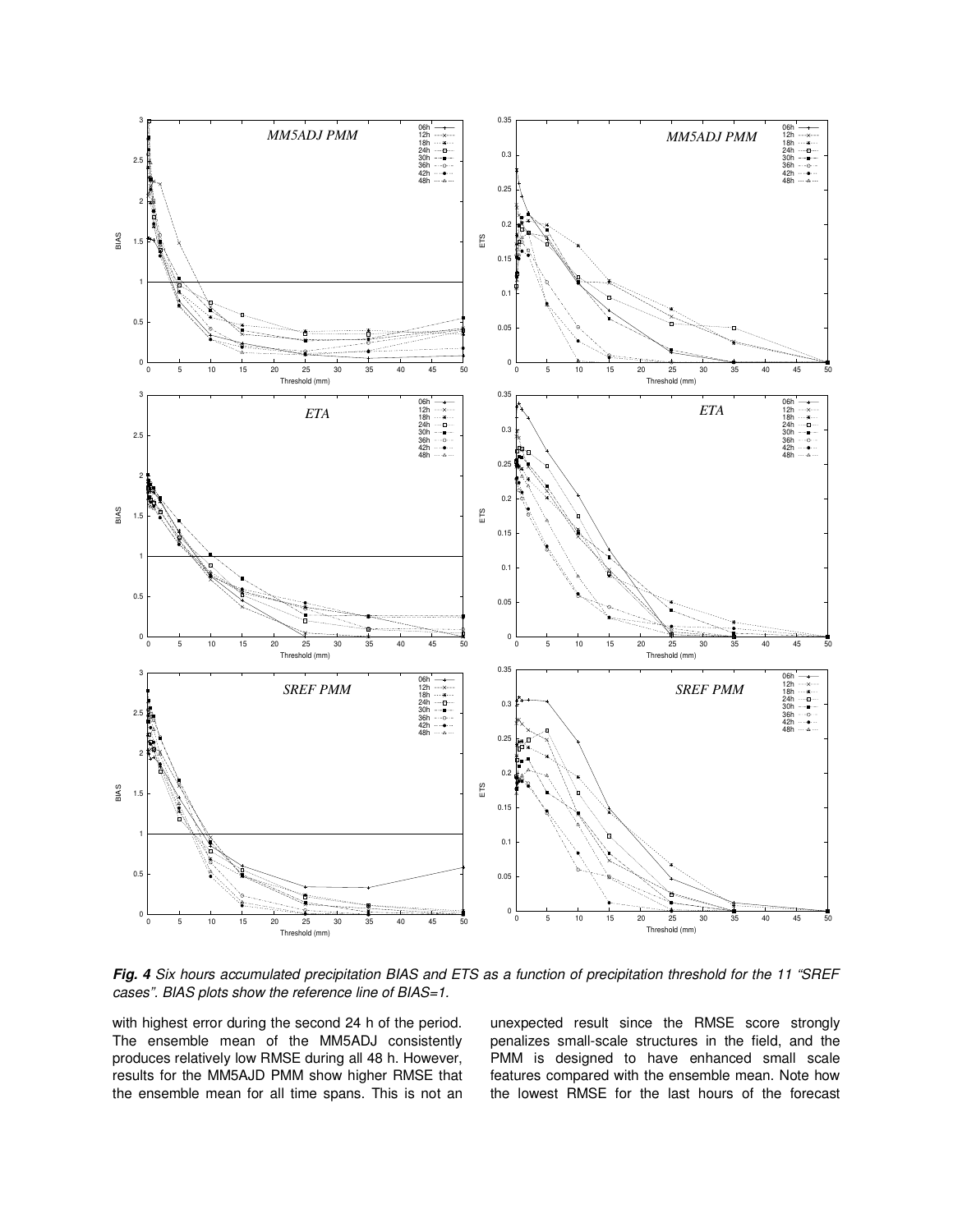***Fig. 4*** *Six hours accumulated precipitation BIAS and ETS as a function of precipitation threshold for the 11 "SREF cases". BIAS plots show the reference line of BIAS=1.*

with highest error during the second 24 h of the period. The ensemble mean of the MM5ADJ consistently produces relatively low RMSE during all 48 h. However, results for the MM5AJD PMM show higher RMSE that the ensemble mean for all time spans. This is not an unexpected result since the RMSE score strongly penalizes small-scale structures in the field, and the PMM is designed to have enhanced small scale features compared with the ensemble mean. Note how the lowest RMSE for the last hours of the forecast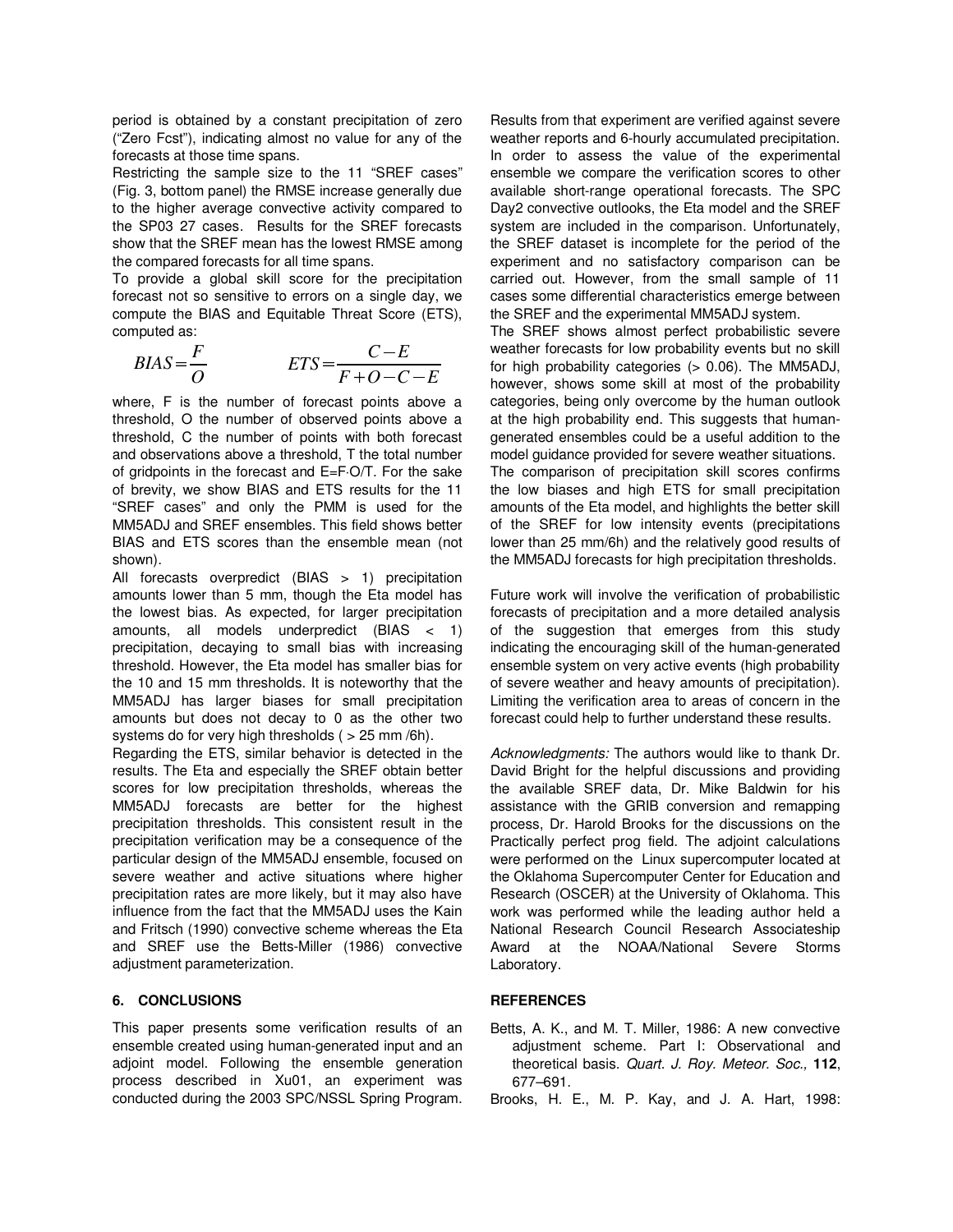period is obtained by a constant precipitation of zero ("Zero Fcst"), indicating almost no value for any of the forecasts at those time spans.

Restricting the sample size to the 11 "SREF cases" (Fig. 3, bottom panel) the RMSE increase generally due to the higher average convective activity compared to the SP03 27 cases. Results for the SREF forecasts show that the SREF mean has the lowest RMSE among the compared forecasts for all time spans.

To provide a global skill score for the precipitation forecast not so sensitive to errors on a single day, we compute the BIAS and Equitable Threat Score (ETS), computed as:

$$BIAS = \frac{F}{O} \qquad ETS = \frac{C - E}{F + O - C - E}$$

where, F is the number of forecast points above a threshold, O the number of observed points above a threshold, C the number of points with both forecast and observations above a threshold, T the total number of gridpoints in the forecast and $E = F \cdot O / T$. For the sake of brevity, we show BIAS and ETS results for the 11 "SREF cases" and only the PMM is used for the MM5ADJ and SREF ensembles. This field shows better BIAS and ETS scores than the ensemble mean (not shown).

All forecasts overpredict (BIAS > 1) precipitation amounts lower than 5 mm, though the Eta model has the lowest bias. As expected, for larger precipitation amounts, all models underpredict (BIAS < 1) precipitation, decaying to small bias with increasing threshold. However, the Eta model has smaller bias for the 10 and 15 mm thresholds. It is noteworthy that the MM5ADJ has larger biases for small precipitation amounts but does not decay to 0 as the other two systems do for very high thresholds ( > 25 mm /6h).

Regarding the ETS, similar behavior is detected in the results. The Eta and especially the SREF obtain better scores for low precipitation thresholds, whereas the MM5ADJ forecasts are better for the highest precipitation thresholds. This consistent result in the precipitation verification may be a consequence of the particular design of the MM5ADJ ensemble, focused on severe weather and active situations where higher precipitation rates are more likely, but it may also have influence from the fact that the MM5ADJ uses the Kain and Fritsch (1990) convective scheme whereas the Eta and SREF use the Betts-Miller (1986) convective adjustment parameterization.

## 6. CONCLUSIONS

This paper presents some verification results of an ensemble created using human-generated input and an adjoint model. Following the ensemble generation process described in Xu01, an experiment was conducted during the 2003 SPC/NSSL Spring Program. Results from that experiment are verified against severe weather reports and 6-hourly accumulated precipitation. In order to assess the value of the experimental ensemble we compare the verification scores to other available short-range operational forecasts. The SPC Day2 convective outlooks, the Eta model and the SREF system are included in the comparison. Unfortunately, the SREF dataset is incomplete for the period of the experiment and no satisfactory comparison can be carried out. However, from the small sample of 11 cases some differential characteristics emerge between the SREF and the experimental MM5ADJ system.

The SREF shows almost perfect probabilistic severe weather forecasts for low probability events but no skill for high probability categories (> 0.06). The MM5ADJ, however, shows some skill at most of the probability categories, being only overcome by the human outlook at the high probability end. This suggests that human-generated ensembles could be a useful addition to the model guidance provided for severe weather situations.

The comparison of precipitation skill scores confirms the low biases and high ETS for small precipitation amounts of the Eta model, and highlights the better skill of the SREF for low intensity events (precipitations lower than 25 mm/6h) and the relatively good results of the MM5ADJ forecasts for high precipitation thresholds.

Future work will involve the verification of probabilistic forecasts of precipitation and a more detailed analysis of the suggestion that emerges from this study indicating the encouraging skill of the human-generated ensemble system on very active events (high probability of severe weather and heavy amounts of precipitation). Limiting the verification area to areas of concern in the forecast could help to further understand these results.

*Acknowledgments:* The authors would like to thank Dr. David Bright for the helpful discussions and providing the available SREF data, Dr. Mike Baldwin for his assistance with the GRIB conversion and remapping process, Dr. Harold Brooks for the discussions on the Practically perfect prog field. The adjoint calculations were performed on the Linux supercomputer located at the Oklahoma Supercomputer Center for Education and Research (OSCER) at the University of Oklahoma. This work was performed while the leading author held a National Research Council Research Associateship Award at the NOAA/National Severe Storms Laboratory.

## REFERENCES

Betts, A. K., and M. T. Miller, 1986: A new convective adjustment scheme. Part I: Observational and theoretical basis. *Quart. J. Roy. Meteor. Soc.,* **112**, 677–691.

Brooks, H. E., M. P. Kay, and J. A. Hart, 1998: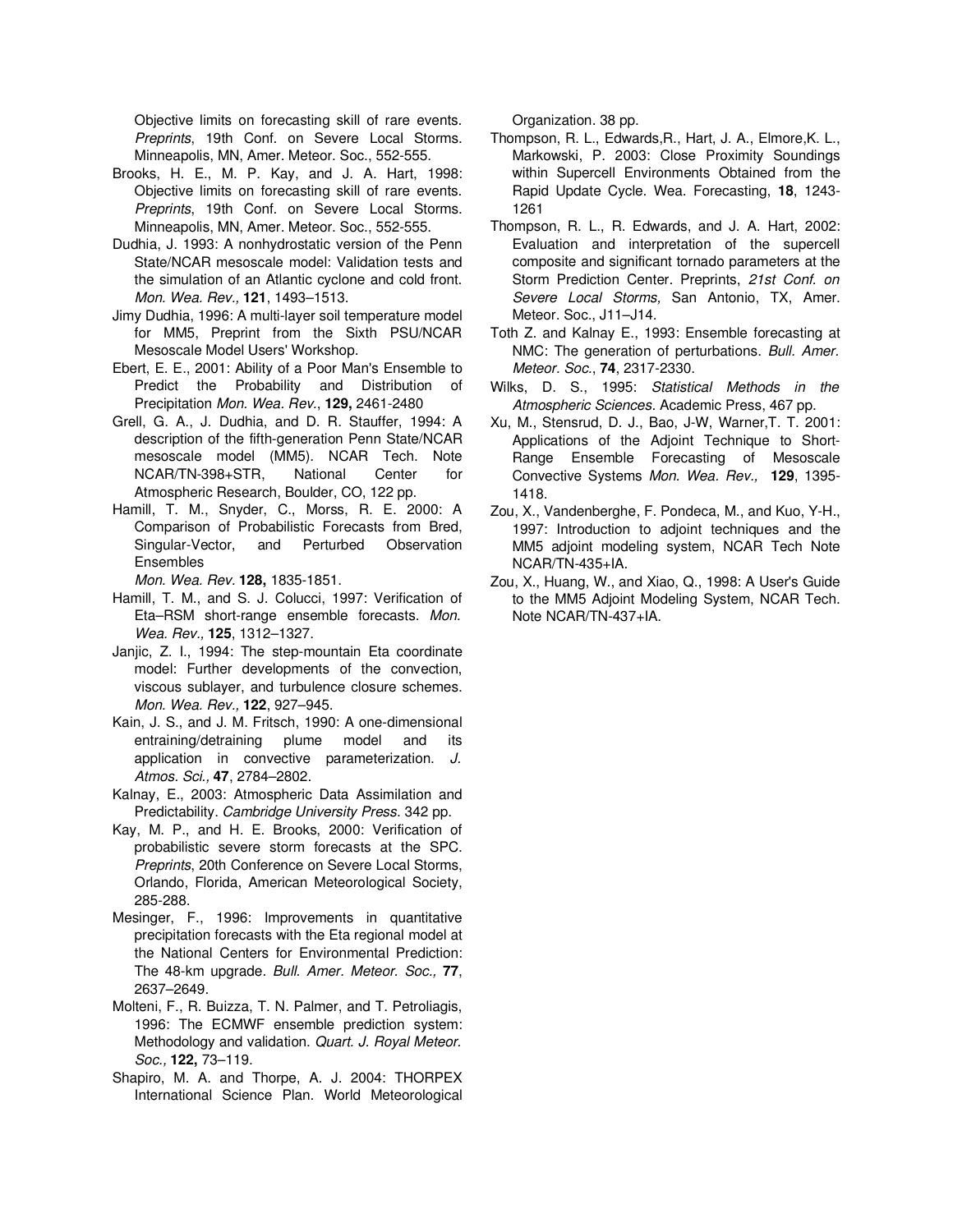Objective limits on forecasting skill of rare events. *Preprints*, 19th Conf. on Severe Local Storms. Minneapolis, MN, Amer. Meteor. Soc., 552-555.

Brooks, H. E., M. P. Kay, and J. A. Hart, 1998: Objective limits on forecasting skill of rare events. *Preprints*, 19th Conf. on Severe Local Storms. Minneapolis, MN, Amer. Meteor. Soc., 552-555.

Dudhia, J. 1993: A nonhydrostatic version of the Penn State/NCAR mesoscale model: Validation tests and the simulation of an Atlantic cyclone and cold front. *Mon. Wea. Rev.,* **121**, 1493–1513.

Jimy Dudhia, 1996: A multi-layer soil temperature model for MM5, Preprint from the Sixth PSU/NCAR Mesoscale Model Users' Workshop.

Ebert, E. E., 2001: Ability of a Poor Man's Ensemble to Predict the Probability and Distribution of Precipitation *Mon. Wea. Rev.*, **129,** 2461-2480

Grell, G. A., J. Dudhia, and D. R. Stauffer, 1994: A description of the fifth-generation Penn State/NCAR mesoscale model (MM5). NCAR Tech. Note NCAR/TN-398+STR, National Center for Atmospheric Research, Boulder, CO, 122 pp.

Hamill, T. M., Snyder, C., Morss, R. E. 2000: A Comparison of Probabilistic Forecasts from Bred, Singular-Vector, and Perturbed Observation Ensembles *Mon. Wea. Rev.* **128,** 1835-1851.

Hamill, T. M., and S. J. Colucci, 1997: Verification of Eta–RSM short-range ensemble forecasts. *Mon. Wea. Rev.,* **125**, 1312–1327.

Janjic, Z. I., 1994: The step-mountain Eta coordinate model: Further developments of the convection, viscous sublayer, and turbulence closure schemes. *Mon. Wea. Rev.,* **122**, 927–945.

Kain, J. S., and J. M. Fritsch, 1990: A one-dimensional entraining/detraining plume model and its application in convective parameterization. *J. Atmos. Sci.,* **47**, 2784–2802.

Kalnay, E., 2003: Atmospheric Data Assimilation and Predictability. *Cambridge University Press*. 342 pp.

Kay, M. P., and H. E. Brooks, 2000: Verification of probabilistic severe storm forecasts at the SPC. *Preprints*, 20th Conference on Severe Local Storms, Orlando, Florida, American Meteorological Society, 285-288.

Mesinger, F., 1996: Improvements in quantitative precipitation forecasts with the Eta regional model at the National Centers for Environmental Prediction: The 48-km upgrade. *Bull. Amer. Meteor. Soc.,* **77**, 2637–2649.

Molteni, F., R. Buizza, T. N. Palmer, and T. Petroliagis, 1996: The ECMWF ensemble prediction system: Methodology and validation. *Quart. J. Royal Meteor. Soc.,* **122,** 73–119.

Shapiro, M. A. and Thorpe, A. J. 2004: THORPEX International Science Plan. World Meteorological Organization. 38 pp.

Thompson, R. L., Edwards,R., Hart, J. A., Elmore,K. L., Markowski, P. 2003: Close Proximity Soundings within Supercell Environments Obtained from the Rapid Update Cycle. Wea. Forecasting, **18**, 1243-1261

Thompson, R. L., R. Edwards, and J. A. Hart, 2002: Evaluation and interpretation of the supercell composite and significant tornado parameters at the Storm Prediction Center. Preprints, *21st Conf. on Severe Local Storms,* San Antonio, TX, Amer. Meteor. Soc., J11–J14.

Toth Z. and Kalnay E., 1993: Ensemble forecasting at NMC: The generation of perturbations. *Bull. Amer. Meteor. Soc.*, **74**, 2317-2330.

Wilks, D. S., 1995: *Statistical Methods in the Atmospheric Sciences.* Academic Press, 467 pp.

Xu, M., Stensrud, D. J., Bao, J-W, Warner,T. T. 2001: Applications of the Adjoint Technique to Short-Range Ensemble Forecasting of Mesoscale Convective Systems *Mon. Wea. Rev.,* **129**, 1395-1418.

Zou, X., Vandenberghe, F. Pondeca, M., and Kuo, Y-H., 1997: Introduction to adjoint techniques and the MM5 adjoint modeling system, NCAR Tech Note NCAR/TN-435+IA.

Zou, X., Huang, W., and Xiao, Q., 1998: A User's Guide to the MM5 Adjoint Modeling System, NCAR Tech. Note NCAR/TN-437+IA.